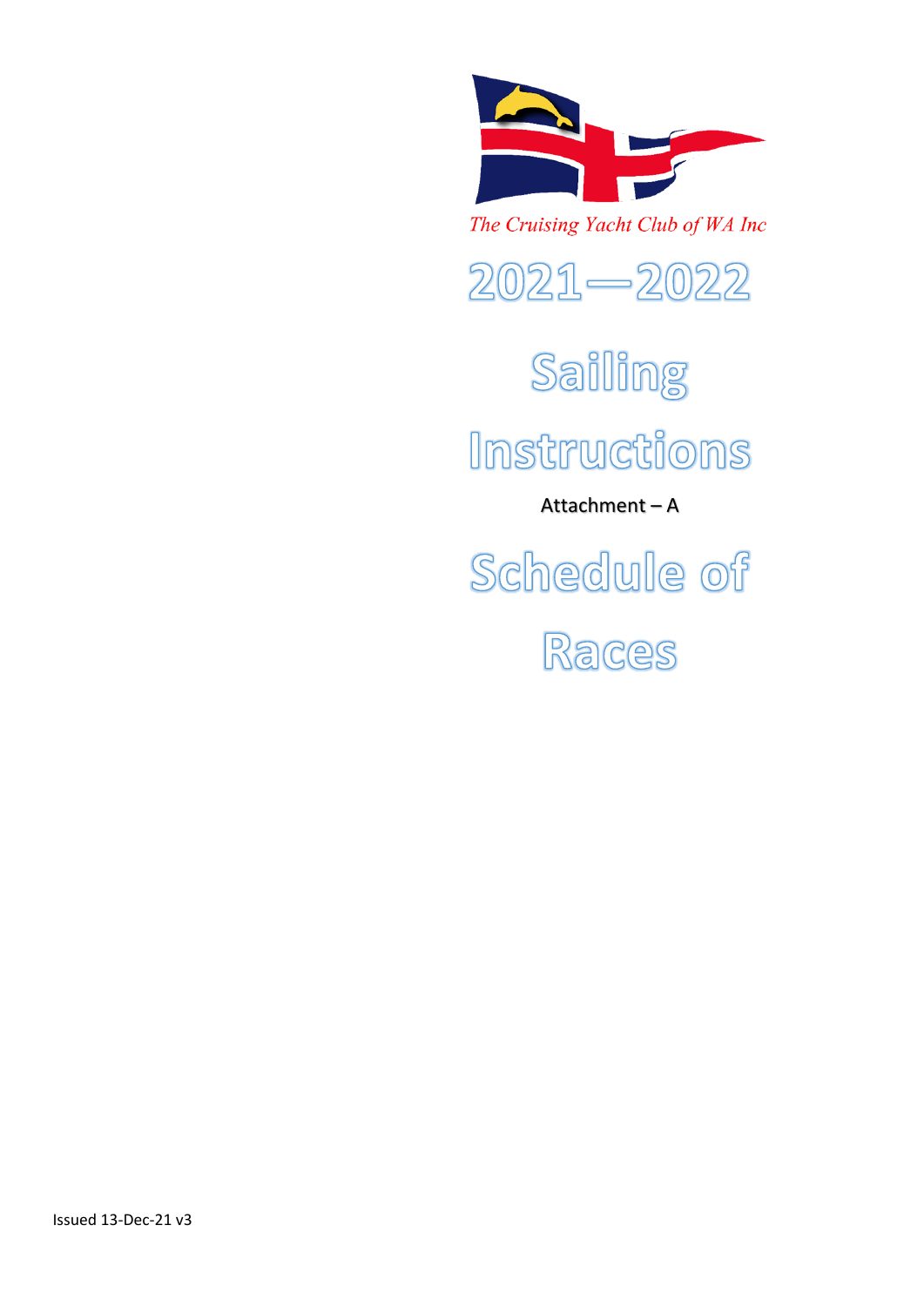*The Cruising Yacht Club of WA Inc*

# 2021—2022

# Sailing Instructions

Attachment – A

# Schedule of Races

Issued 13-Dec-21 v3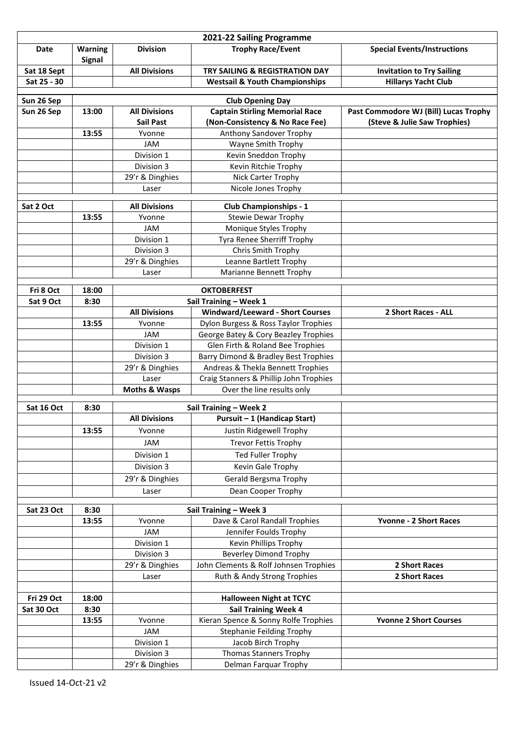| 2021-22 Sailing Programme | | | | |
|---|---|---|---|---|
| **Date** | **Warning Signal** | **Division** | **Trophy Race/Event** | **Special Events/Instructions** |
| **Sat 18 Sept** | | **All Divisions** | **TRY SAILING & REGISTRATION DAY** | **Invitation to Try Sailing** |
| **Sat 25 - 30** | | | **Westsail & Youth Championships** | **Hillarys Yacht Club** |
| | | | | |
| **Sun 26 Sep** | | | **Club Opening Day** | |
| **Sun 26 Sep** | **13:00** | **All Divisions Sail Past** | **Captain Stirling Memorial Race (Non-Consistency & No Race Fee)** | **Past Commodore WJ (Bill) Lucas Trophy (Steve & Julie Saw Trophies)** |
| | **13:55** | Yvonne | Anthony Sandover Trophy | |
| | | JAM | Wayne Smith Trophy | |
| | | Division 1 | Kevin Sneddon Trophy | |
| | | Division 3 | Kevin Ritchie Trophy | |
| | | 29'r & Dinghies | Nick Carter Trophy | |
| | | Laser | Nicole Jones Trophy | |
| | | | | |
| **Sat 2 Oct** | | **All Divisions** | **Club Championships - 1** | |
| | **13:55** | Yvonne | Stewie Dewar Trophy | |
| | | JAM | Monique Styles Trophy | |
| | | Division 1 | Tyra Renee Sherriff Trophy | |
| | | Division 3 | Chris Smith Trophy | |
| | | 29'r & Dinghies | Leanne Bartlett Trophy | |
| | | Laser | Marianne Bennett Trophy | |
| | | | | |
| **Fri 8 Oct** | **18:00** | | **OKTOBERFEST** | |
| **Sat 9 Oct** | **8:30** | | **Sail Training – Week 1** | |
| | | **All Divisions** | **Windward/Leeward - Short Courses** | **2 Short Races - ALL** |
| | **13:55** | Yvonne | Dylon Burgess & Ross Taylor Trophies | |
| | | JAM | George Batey & Cory Beazley Trophies | |
| | | Division 1 | Glen Firth & Roland Bee Trophies | |
| | | Division 3 | Barry Dimond & Bradley Best Trophies | |
| | | 29'r & Dinghies | Andreas & Thekla Bennett Trophies | |
| | | Laser | Craig Stanners & Phillip John Trophies | |
| | | **Moths & Wasps** | Over the line results only | |
| | | | | |
| **Sat 16 Oct** | **8:30** | | **Sail Training – Week 2** | |
| | | **All Divisions** | **Pursuit – 1 (Handicap Start)** | |
| | **13:55** | Yvonne | Justin Ridgewell Trophy | |
| | | JAM | Trevor Fettis Trophy | |
| | | Division 1 | Ted Fuller Trophy | |
| | | Division 3 | Kevin Gale Trophy | |
| | | 29'r & Dinghies | Gerald Bergsma Trophy | |
| | | Laser | Dean Cooper Trophy | |
| | | | | |
| **Sat 23 Oct** | **8:30** | | **Sail Training – Week 3** | |
| | **13:55** | Yvonne | Dave & Carol Randall Trophies | **Yvonne - 2 Short Races** |
| | | JAM | Jennifer Foulds Trophy | |
| | | Division 1 | Kevin Phillips Trophy | |
| | | Division 3 | Beverley Dimond Trophy | |
| | | 29'r & Dinghies | John Clements & Rolf Johnsen Trophies | **2 Short Races** |
| | | Laser | Ruth & Andy Strong Trophies | **2 Short Races** |
| | | | | |
| **Fri 29 Oct** | **18:00** | | **Halloween Night at TCYC** | |
| **Sat 30 Oct** | **8:30** | | **Sail Training Week 4** | |
| | **13:55** | Yvonne | Kieran Spence & Sonny Rolfe Trophies | **Yvonne 2 Short Courses** |
| | | JAM | Stephanie Feilding Trophy | |
| | | Division 1 | Jacob Birch Trophy | |
| | | Division 3 | Thomas Stanners Trophy | |
| | | 29'r & Dinghies | Delman Farquar Trophy | |

Issued 14-Oct-21 v2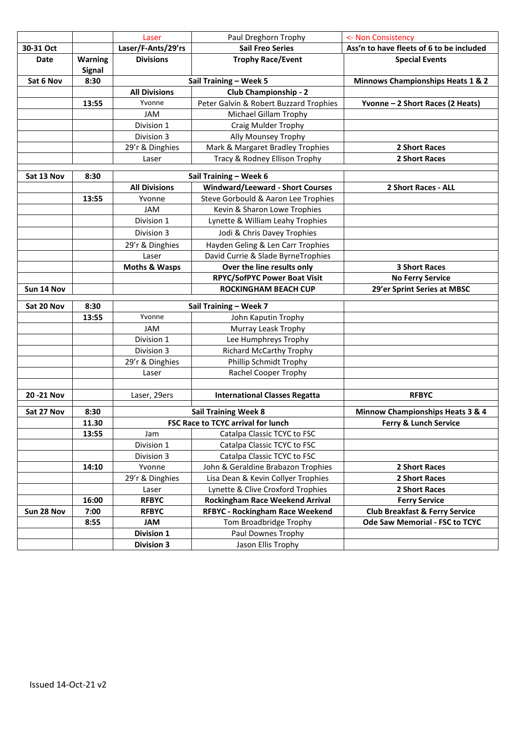| | | Laser | Paul Dreghorn Trophy | <- Non Consistency |
|---|---|---|---|---|
| **30-31 Oct** | | **Laser/F-Ants/29'rs** | **Sail Freo Series** | **Ass'n to have fleets of 6 to be included** |
| **Date** | **Warning Signal** | **Divisions** | **Trophy Race/Event** | **Special Events** |
| **Sat 6 Nov** | **8:30** | **Sail Training – Week 5** | | **Minnows Championships Heats 1 & 2** |
| | | **All Divisions** | **Club Championship - 2** | |
| | **13:55** | Yvonne | Peter Galvin & Robert Buzzard Trophies | **Yvonne – 2 Short Races (2 Heats)** |
| | | JAM | Michael Gillam Trophy | |
| | | Division 1 | Craig Mulder Trophy | |
| | | Division 3 | Ally Mounsey Trophy | |
| | | 29'r & Dinghies | Mark & Margaret Bradley Trophies | **2 Short Races** |
| | | Laser | Tracy & Rodney Ellison Trophy | **2 Short Races** |
| | | | | |
| **Sat 13 Nov** | **8:30** | **Sail Training – Week 6** | | |
| | | **All Divisions** | **Windward/Leeward - Short Courses** | **2 Short Races - ALL** |
| | **13:55** | Yvonne | Steve Gorbould & Aaron Lee Trophies | |
| | | JAM | Kevin & Sharon Lowe Trophies | |
| | | Division 1 | Lynette & William Leahy Trophies | |
| | | Division 3 | Jodi & Chris Davey Trophies | |
| | | 29'r & Dinghies | Hayden Geling & Len Carr Trophies | |
| | | Laser | David Currie & Slade ByrneTrophies | |
| | | **Moths & Wasps** | **Over the line results only** | **3 Short Races** |
| | | | **RPYC/SofPYC Power Boat Visit** | **No Ferry Service** |
| **Sun 14 Nov** | | | **ROCKINGHAM BEACH CUP** | **29'er Sprint Series at MBSC** |
| | | | | |
| **Sat 20 Nov** | **8:30** | **Sail Training – Week 7** | | |
| | **13:55** | Yvonne | John Kaputin Trophy | |
| | | JAM | Murray Leask Trophy | |
| | | Division 1 | Lee Humphreys Trophy | |
| | | Division 3 | Richard McCarthy Trophy | |
| | | 29'r & Dinghies | Phillip Schmidt Trophy | |
| | | Laser | Rachel Cooper Trophy | |
| | | | | |
| **20 -21 Nov** | | Laser, 29ers | **International Classes Regatta** | **RFBYC** |
| | | | | |
| **Sat 27 Nov** | **8:30** | **Sail Training Week 8** | | **Minnow Championships Heats 3 & 4** |
| | **11.30** | **FSC Race to TCYC arrival for lunch** | | **Ferry & Lunch Service** |
| | **13:55** | Jam | Catalpa Classic TCYC to FSC | |
| | | Division 1 | Catalpa Classic TCYC to FSC | |
| | | Division 3 | Catalpa Classic TCYC to FSC | |
| | **14:10** | Yvonne | John & Geraldine Brabazon Trophies | **2 Short Races** |
| | | 29'r & Dinghies | Lisa Dean & Kevin Collyer Trophies | **2 Short Races** |
| | | Laser | Lynette & Clive Croxford Trophies | **2 Short Races** |
| | **16:00** | **RFBYC** | **Rockingham Race Weekend Arrival** | **Ferry Service** |
| **Sun 28 Nov** | **7:00** | **RFBYC** | **RFBYC - Rockingham Race Weekend** | **Club Breakfast & Ferry Service** |
| | **8:55** | **JAM** | Tom Broadbridge Trophy | **Ode Saw Memorial - FSC to TCYC** |
| | | **Division 1** | Paul Downes Trophy | |
| | | **Division 3** | Jason Ellis Trophy | |

Issued 14-Oct-21 v2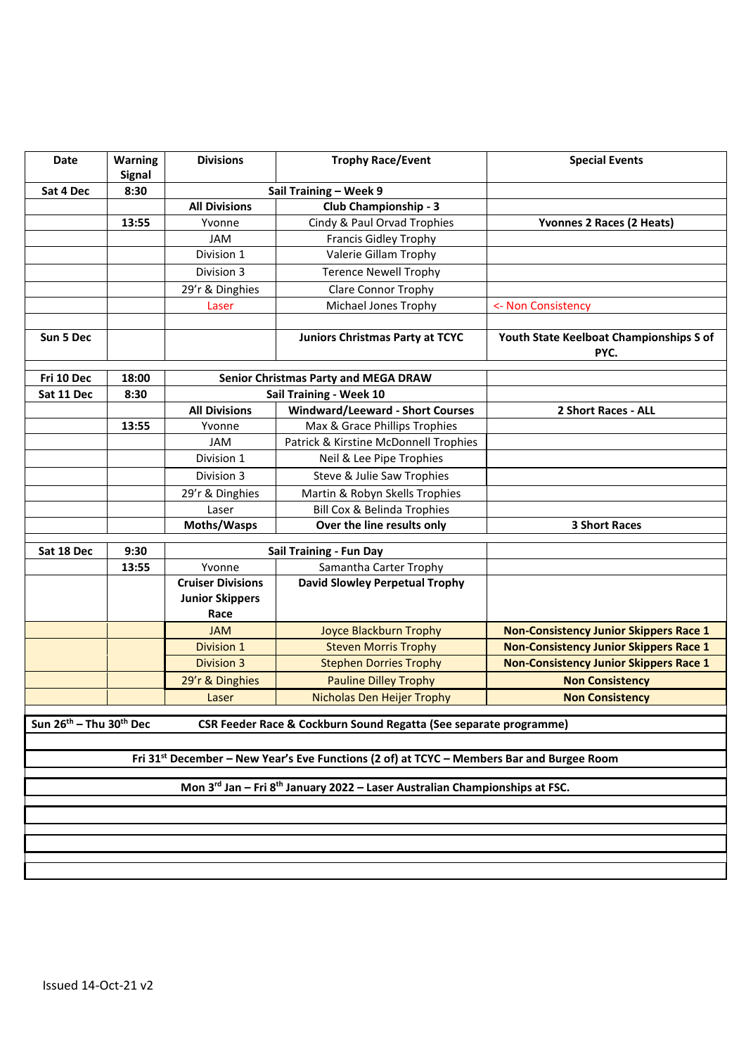| Date | Warning Signal | Divisions | Trophy Race/Event | Special Events |
|---|---|---|---|---|
| **Sat 4 Dec** | **8:30** | | **Sail Training – Week 9** | |
| | | **All Divisions** | **Club Championship - 3** | |
| | **13:55** | Yvonne | Cindy & Paul Orvad Trophies | **Yvonnes 2 Races (2 Heats)** |
| | | JAM | Francis Gidley Trophy | |
| | | Division 1 | Valerie Gillam Trophy | |
| | | Division 3 | Terence Newell Trophy | |
| | | 29'r & Dinghies | Clare Connor Trophy | |
| | | Laser | Michael Jones Trophy | <- Non Consistency |
| | | | | |
| **Sun 5 Dec** | | | **Juniors Christmas Party at TCYC** | **Youth State Keelboat Championships S of PYC.** |
| | | | | |
| **Fri 10 Dec** | **18:00** | | **Senior Christmas Party and MEGA DRAW** | |
| **Sat 11 Dec** | **8:30** | | **Sail Training - Week 10** | |
| | | **All Divisions** | **Windward/Leeward - Short Courses** | **2 Short Races - ALL** |
| | **13:55** | Yvonne | Max & Grace Phillips Trophies | |
| | | JAM | Patrick & Kirstine McDonnell Trophies | |
| | | Division 1 | Neil & Lee Pipe Trophies | |
| | | Division 3 | Steve & Julie Saw Trophies | |
| | | 29'r & Dinghies | Martin & Robyn Skells Trophies | |
| | | Laser | Bill Cox & Belinda Trophies | |
| | | **Moths/Wasps** | **Over the line results only** | **3 Short Races** |
| | | | | |
| **Sat 18 Dec** | **9:30** | | **Sail Training - Fun Day** | |
| | **13:55** | Yvonne | Samantha Carter Trophy | |
| | | **Cruiser Divisions Junior Skippers Race** | **David Slowley Perpetual Trophy** | |
| | | JAM | Joyce Blackburn Trophy | **Non-Consistency Junior Skippers Race 1** |
| | | Division 1 | Steven Morris Trophy | **Non-Consistency Junior Skippers Race 1** |
| | | Division 3 | Stephen Dorries Trophy | **Non-Consistency Junior Skippers Race 1** |
| | | 29'r & Dinghies | Pauline Dilley Trophy | **Non Consistency** |
| | | Laser | Nicholas Den Heijer Trophy | **Non Consistency** |

**Sun 26th – Thu 30th Dec** **CSR Feeder Race & Cockburn Sound Regatta (See separate programme)**

**Fri 31st December – New Year's Eve Functions (2 of) at TCYC – Members Bar and Burgee Room**

**Mon 3rd Jan – Fri 8th January 2022 – Laser Australian Championships at FSC.**

Issued 14-Oct-21 v2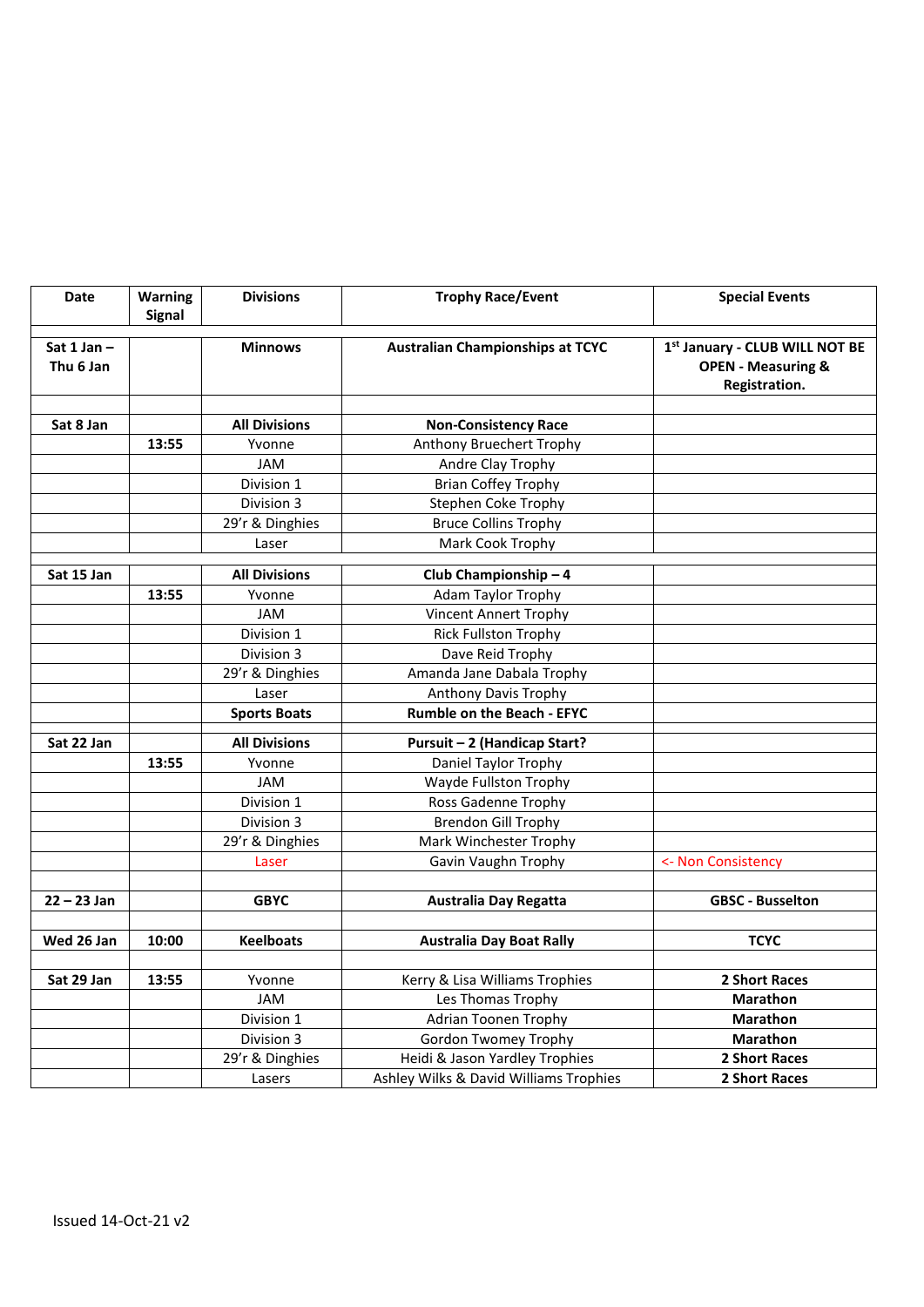| Date | Warning Signal | Divisions | Trophy Race/Event | Special Events |
|---|---|---|---|---|
| | | | | |
| **Sat 1 Jan – Thu 6 Jan** | | **Minnows** | **Australian Championships at TCYC** | **1st January - CLUB WILL NOT BE OPEN - Measuring & Registration.** |
| | | | | |
| **Sat 8 Jan** | | **All Divisions** | **Non-Consistency Race** | |
| | **13:55** | Yvonne | Anthony Bruechert Trophy | |
| | | JAM | Andre Clay Trophy | |
| | | Division 1 | Brian Coffey Trophy | |
| | | Division 3 | Stephen Coke Trophy | |
| | | 29'r & Dinghies | Bruce Collins Trophy | |
| | | Laser | Mark Cook Trophy | |
| | | | | |
| **Sat 15 Jan** | | **All Divisions** | **Club Championship – 4** | |
| | **13:55** | Yvonne | Adam Taylor Trophy | |
| | | JAM | Vincent Annert Trophy | |
| | | Division 1 | Rick Fullston Trophy | |
| | | Division 3 | Dave Reid Trophy | |
| | | 29'r & Dinghies | Amanda Jane Dabala Trophy | |
| | | Laser | Anthony Davis Trophy | |
| | | **Sports Boats** | **Rumble on the Beach - EFYC** | |
| | | | | |
| **Sat 22 Jan** | | **All Divisions** | **Pursuit – 2 (Handicap Start?** | |
| | **13:55** | Yvonne | Daniel Taylor Trophy | |
| | | JAM | Wayde Fullston Trophy | |
| | | Division 1 | Ross Gadenne Trophy | |
| | | Division 3 | Brendon Gill Trophy | |
| | | 29'r & Dinghies | Mark Winchester Trophy | |
| | | Laser | Gavin Vaughn Trophy | <- Non Consistency |
| | | | | |
| **22 – 23 Jan** | | **GBYC** | **Australia Day Regatta** | **GBSC - Busselton** |
| | | | | |
| **Wed 26 Jan** | **10:00** | **Keelboats** | **Australia Day Boat Rally** | **TCYC** |
| | | | | |
| **Sat 29 Jan** | **13:55** | Yvonne | Kerry & Lisa Williams Trophies | **2 Short Races** |
| | | JAM | Les Thomas Trophy | **Marathon** |
| | | Division 1 | Adrian Toonen Trophy | **Marathon** |
| | | Division 3 | Gordon Twomey Trophy | **Marathon** |
| | | 29'r & Dinghies | Heidi & Jason Yardley Trophies | **2 Short Races** |
| | | Lasers | Ashley Wilks & David Williams Trophies | **2 Short Races** |

Issued 14-Oct-21 v2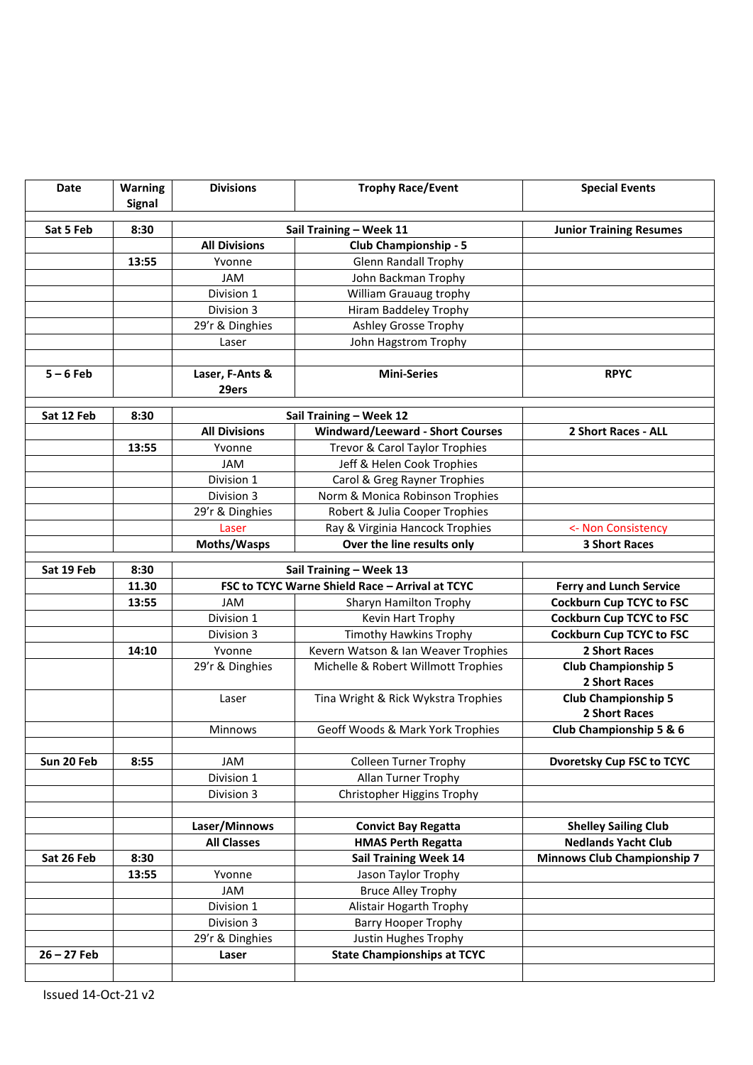| Date | Warning Signal | Divisions | Trophy Race/Event | Special Events |
|---|---|---|---|---|
| | | | | |
| **Sat 5 Feb** | **8:30** | **Sail Training – Week 11** | | **Junior Training Resumes** |
| | | **All Divisions** | **Club Championship - 5** | |
| | **13:55** | Yvonne | Glenn Randall Trophy | |
| | | JAM | John Backman Trophy | |
| | | Division 1 | William Grauaug trophy | |
| | | Division 3 | Hiram Baddeley Trophy | |
| | | 29'r & Dinghies | Ashley Grosse Trophy | |
| | | Laser | John Hagstrom Trophy | |
| | | | | |
| **5 – 6 Feb** | | **Laser, F-Ants & 29ers** | **Mini-Series** | **RPYC** |
| | | | | |
| **Sat 12 Feb** | **8:30** | **Sail Training – Week 12** | | |
| | | **All Divisions** | **Windward/Leeward - Short Courses** | **2 Short Races - ALL** |
| | **13:55** | Yvonne | Trevor & Carol Taylor Trophies | |
| | | JAM | Jeff & Helen Cook Trophies | |
| | | Division 1 | Carol & Greg Rayner Trophies | |
| | | Division 3 | Norm & Monica Robinson Trophies | |
| | | 29'r & Dinghies | Robert & Julia Cooper Trophies | |
| | | Laser | Ray & Virginia Hancock Trophies | <- Non Consistency |
| | | **Moths/Wasps** | **Over the line results only** | **3 Short Races** |
| | | | | |
| **Sat 19 Feb** | **8:30** | **Sail Training – Week 13** | | |
| | **11.30** | **FSC to TCYC Warne Shield Race – Arrival at TCYC** | | **Ferry and Lunch Service** |
| | **13:55** | JAM | Sharyn Hamilton Trophy | **Cockburn Cup TCYC to FSC** |
| | | Division 1 | Kevin Hart Trophy | **Cockburn Cup TCYC to FSC** |
| | | Division 3 | Timothy Hawkins Trophy | **Cockburn Cup TCYC to FSC** |
| | **14:10** | Yvonne | Kevern Watson & Ian Weaver Trophies | **2 Short Races** |
| | | 29'r & Dinghies | Michelle & Robert Willmott Trophies | **Club Championship 5 2 Short Races** |
| | | Laser | Tina Wright & Rick Wykstra Trophies | **Club Championship 5 2 Short Races** |
| | | Minnows | Geoff Woods & Mark York Trophies | **Club Championship 5 & 6** |
| | | | | |
| **Sun 20 Feb** | **8:55** | JAM | Colleen Turner Trophy | **Dvoretsky Cup FSC to TCYC** |
| | | Division 1 | Allan Turner Trophy | |
| | | Division 3 | Christopher Higgins Trophy | |
| | | | | |
| | | **Laser/Minnows** | **Convict Bay Regatta** | **Shelley Sailing Club** |
| | | **All Classes** | **HMAS Perth Regatta** | **Nedlands Yacht Club** |
| **Sat 26 Feb** | **8:30** | | **Sail Training Week 14** | **Minnows Club Championship 7** |
| | **13:55** | Yvonne | Jason Taylor Trophy | |
| | | JAM | Bruce Alley Trophy | |
| | | Division 1 | Alistair Hogarth Trophy | |
| | | Division 3 | Barry Hooper Trophy | |
| | | 29'r & Dinghies | Justin Hughes Trophy | |
| **26 – 27 Feb** | | **Laser** | **State Championships at TCYC** | |
| | | | | |

Issued 14-Oct-21 v2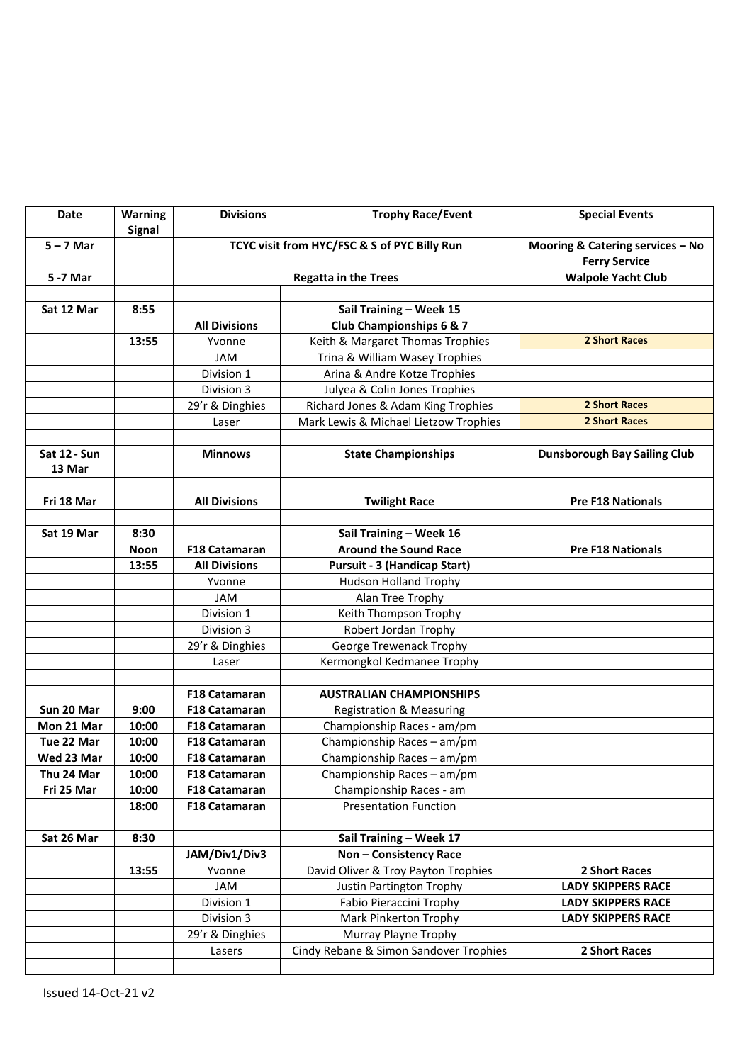| Date | Warning Signal | Divisions | Trophy Race/Event | Special Events |
|---|---|---|---|---|
| 5 – 7 Mar | | TCYC visit from HYC/FSC & S of PYC Billy Run | | Mooring & Catering services – No Ferry Service |
| 5 -7 Mar | | Regatta in the Trees | | Walpole Yacht Club |
| | | | | |
| Sat 12 Mar | 8:55 | | Sail Training – Week 15 | |
| | | All Divisions | Club Championships 6 & 7 | |
| | 13:55 | Yvonne | Keith & Margaret Thomas Trophies | 2 Short Races |
| | | JAM | Trina & William Wasey Trophies | |
| | | Division 1 | Arina & Andre Kotze Trophies | |
| | | Division 3 | Julyea & Colin Jones Trophies | |
| | | 29'r & Dinghies | Richard Jones & Adam King Trophies | 2 Short Races |
| | | Laser | Mark Lewis & Michael Lietzow Trophies | 2 Short Races |
| | | | | |
| Sat 12 - Sun 13 Mar | | Minnows | State Championships | Dunsborough Bay Sailing Club |
| | | | | |
| Fri 18 Mar | | All Divisions | Twilight Race | Pre F18 Nationals |
| | | | | |
| Sat 19 Mar | 8:30 | | Sail Training – Week 16 | |
| | Noon | F18 Catamaran | Around the Sound Race | Pre F18 Nationals |
| | 13:55 | All Divisions | Pursuit - 3 (Handicap Start) | |
| | | Yvonne | Hudson Holland Trophy | |
| | | JAM | Alan Tree Trophy | |
| | | Division 1 | Keith Thompson Trophy | |
| | | Division 3 | Robert Jordan Trophy | |
| | | 29'r & Dinghies | George Trewenack Trophy | |
| | | Laser | Kermongkol Kedmanee Trophy | |
| | | | | |
| | | F18 Catamaran | AUSTRALIAN CHAMPIONSHIPS | |
| Sun 20 Mar | 9:00 | F18 Catamaran | Registration & Measuring | |
| Mon 21 Mar | 10:00 | F18 Catamaran | Championship Races - am/pm | |
| Tue 22 Mar | 10:00 | F18 Catamaran | Championship Races – am/pm | |
| Wed 23 Mar | 10:00 | F18 Catamaran | Championship Races – am/pm | |
| Thu 24 Mar | 10:00 | F18 Catamaran | Championship Races – am/pm | |
| Fri 25 Mar | 10:00 | F18 Catamaran | Championship Races - am | |
| | 18:00 | F18 Catamaran | Presentation Function | |
| | | | | |
| Sat 26 Mar | 8:30 | | Sail Training – Week 17 | |
| | | JAM/Div1/Div3 | Non – Consistency Race | |
| | 13:55 | Yvonne | David Oliver & Troy Payton Trophies | 2 Short Races |
| | | JAM | Justin Partington Trophy | LADY SKIPPERS RACE |
| | | Division 1 | Fabio Pieraccini Trophy | LADY SKIPPERS RACE |
| | | Division 3 | Mark Pinkerton Trophy | LADY SKIPPERS RACE |
| | | 29'r & Dinghies | Murray Playne Trophy | |
| | | Lasers | Cindy Rebane & Simon Sandover Trophies | 2 Short Races |
| | | | | |

Issued 14-Oct-21 v2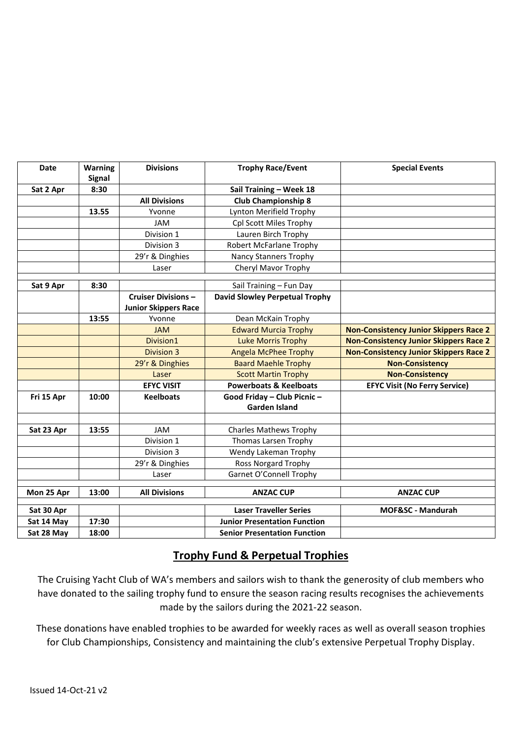| Date | Warning Signal | Divisions | Trophy Race/Event | Special Events |
|---|---|---|---|---|
| **Sat 2 Apr** | **8:30** | | **Sail Training – Week 18** | |
| | | **All Divisions** | **Club Championship 8** | |
| | **13.55** | Yvonne | Lynton Merifield Trophy | |
| | | JAM | Cpl Scott Miles Trophy | |
| | | Division 1 | Lauren Birch Trophy | |
| | | Division 3 | Robert McFarlane Trophy | |
| | | 29'r & Dinghies | Nancy Stanners Trophy | |
| | | Laser | Cheryl Mavor Trophy | |
| | | | | |
| **Sat 9 Apr** | **8:30** | | Sail Training – Fun Day | |
| | | **Cruiser Divisions – Junior Skippers Race** | **David Slowley Perpetual Trophy** | |
| | **13:55** | Yvonne | Dean McKain Trophy | |
| | | JAM | Edward Murcia Trophy | **Non-Consistency Junior Skippers Race 2** |
| | | Division1 | Luke Morris Trophy | **Non-Consistency Junior Skippers Race 2** |
| | | Division 3 | Angela McPhee Trophy | **Non-Consistency Junior Skippers Race 2** |
| | | 29'r & Dinghies | Baard Maehle Trophy | **Non-Consistency** |
| | | Laser | Scott Martin Trophy | **Non-Consistency** |
| | | **EFYC VISIT** | **Powerboats & Keelboats** | **EFYC Visit (No Ferry Service)** |
| **Fri 15 Apr** | **10:00** | **Keelboats** | **Good Friday – Club Picnic – Garden Island** | |
| | | | | |
| **Sat 23 Apr** | **13:55** | JAM | Charles Mathews Trophy | |
| | | Division 1 | Thomas Larsen Trophy | |
| | | Division 3 | Wendy Lakeman Trophy | |
| | | 29'r & Dinghies | Ross Norgard Trophy | |
| | | Laser | Garnet O'Connell Trophy | |
| | | | | |
| **Mon 25 Apr** | **13:00** | **All Divisions** | **ANZAC CUP** | **ANZAC CUP** |
| | | | | |
| **Sat 30 Apr** | | | **Laser Traveller Series** | **MOF&SC - Mandurah** |
| **Sat 14 May** | **17:30** | | **Junior Presentation Function** | |
| **Sat 28 May** | **18:00** | | **Senior Presentation Function** | |

## Trophy Fund & Perpetual Trophies

The Cruising Yacht Club of WA's members and sailors wish to thank the generosity of club members who have donated to the sailing trophy fund to ensure the season racing results recognises the achievements made by the sailors during the 2021-22 season.

These donations have enabled trophies to be awarded for weekly races as well as overall season trophies for Club Championships, Consistency and maintaining the club's extensive Perpetual Trophy Display.

Issued 14-Oct-21 v2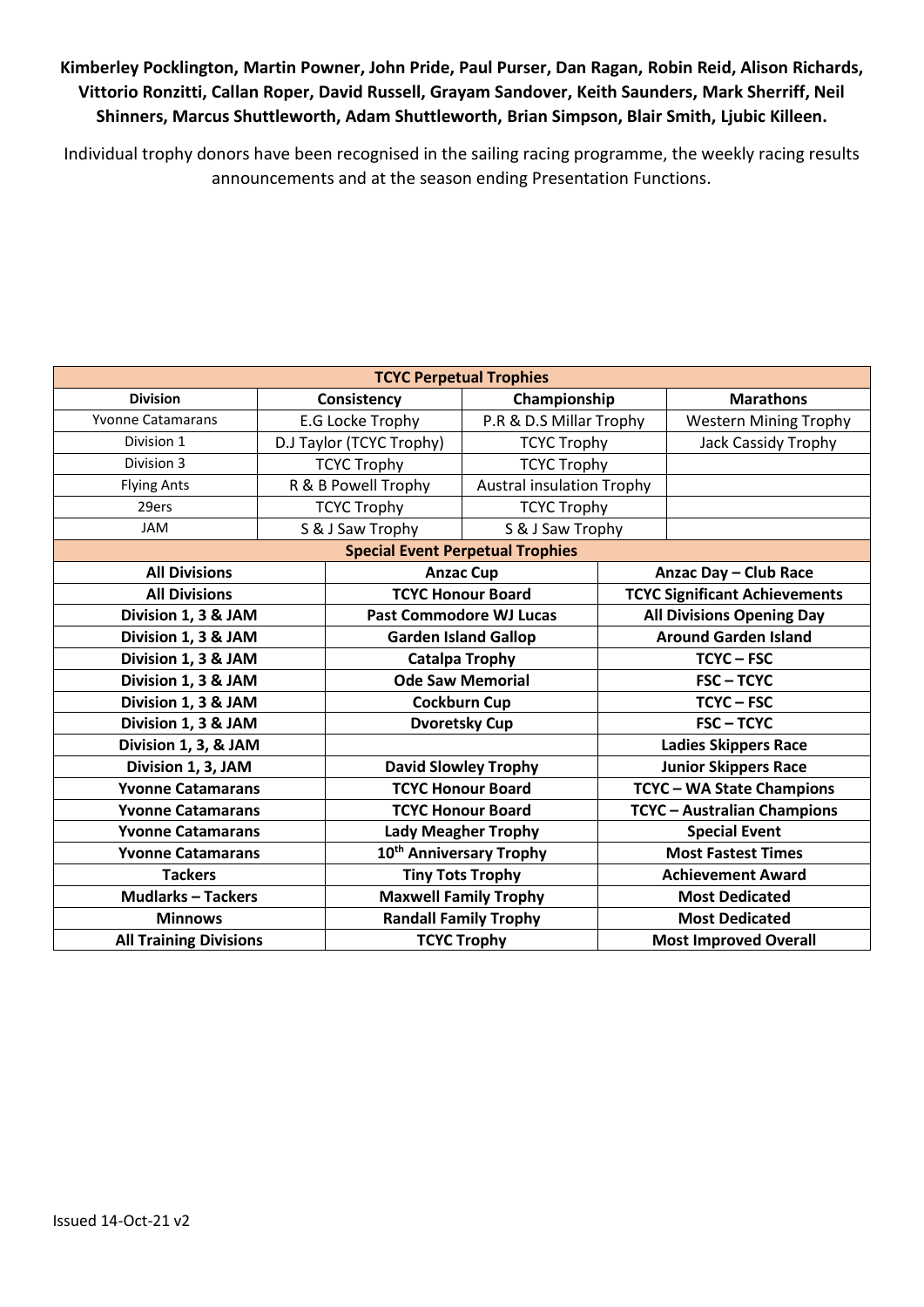**Kimberley Pocklington, Martin Powner, John Pride, Paul Purser, Dan Ragan, Robin Reid, Alison Richards, Vittorio Ronzitti, Callan Roper, David Russell, Grayam Sandover, Keith Saunders, Mark Sherriff, Neil Shinners, Marcus Shuttleworth, Adam Shuttleworth, Brian Simpson, Blair Smith, Ljubic Killeen.**

Individual trophy donors have been recognised in the sailing racing programme, the weekly racing results announcements and at the season ending Presentation Functions.

| TCYC Perpetual Trophies | | | |
|---|---|---|---|
| **Division** | **Consistency** | **Championship** | **Marathons** |
| Yvonne Catamarans | E.G Locke Trophy | P.R & D.S Millar Trophy | Western Mining Trophy |
| Division 1 | D.J Taylor (TCYC Trophy) | TCYC Trophy | Jack Cassidy Trophy |
| Division 3 | TCYC Trophy | TCYC Trophy | |
| Flying Ants | R & B Powell Trophy | Austral insulation Trophy | |
| 29ers | TCYC Trophy | TCYC Trophy | |
| JAM | S & J Saw Trophy | S & J Saw Trophy | |

| Special Event Perpetual Trophies | | |
|---|---|---|
| **All Divisions** | **Anzac Cup** | **Anzac Day – Club Race** |
| **All Divisions** | **TCYC Honour Board** | **TCYC Significant Achievements** |
| **Division 1, 3 & JAM** | **Past Commodore WJ Lucas** | **All Divisions Opening Day** |
| **Division 1, 3 & JAM** | **Garden Island Gallop** | **Around Garden Island** |
| **Division 1, 3 & JAM** | **Catalpa Trophy** | **TCYC – FSC** |
| **Division 1, 3 & JAM** | **Ode Saw Memorial** | **FSC – TCYC** |
| **Division 1, 3 & JAM** | **Cockburn Cup** | **TCYC – FSC** |
| **Division 1, 3 & JAM** | **Dvoretsky Cup** | **FSC – TCYC** |
| **Division 1, 3, & JAM** | | **Ladies Skippers Race** |
| **Division 1, 3, JAM** | **David Slowley Trophy** | **Junior Skippers Race** |
| **Yvonne Catamarans** | **TCYC Honour Board** | **TCYC – WA State Champions** |
| **Yvonne Catamarans** | **TCYC Honour Board** | **TCYC – Australian Champions** |
| **Yvonne Catamarans** | **Lady Meagher Trophy** | **Special Event** |
| **Yvonne Catamarans** | **10th Anniversary Trophy** | **Most Fastest Times** |
| **Tackers** | **Tiny Tots Trophy** | **Achievement Award** |
| **Mudlarks – Tackers** | **Maxwell Family Trophy** | **Most Dedicated** |
| **Minnows** | **Randall Family Trophy** | **Most Dedicated** |
| **All Training Divisions** | **TCYC Trophy** | **Most Improved Overall** |

Issued 14-Oct-21 v2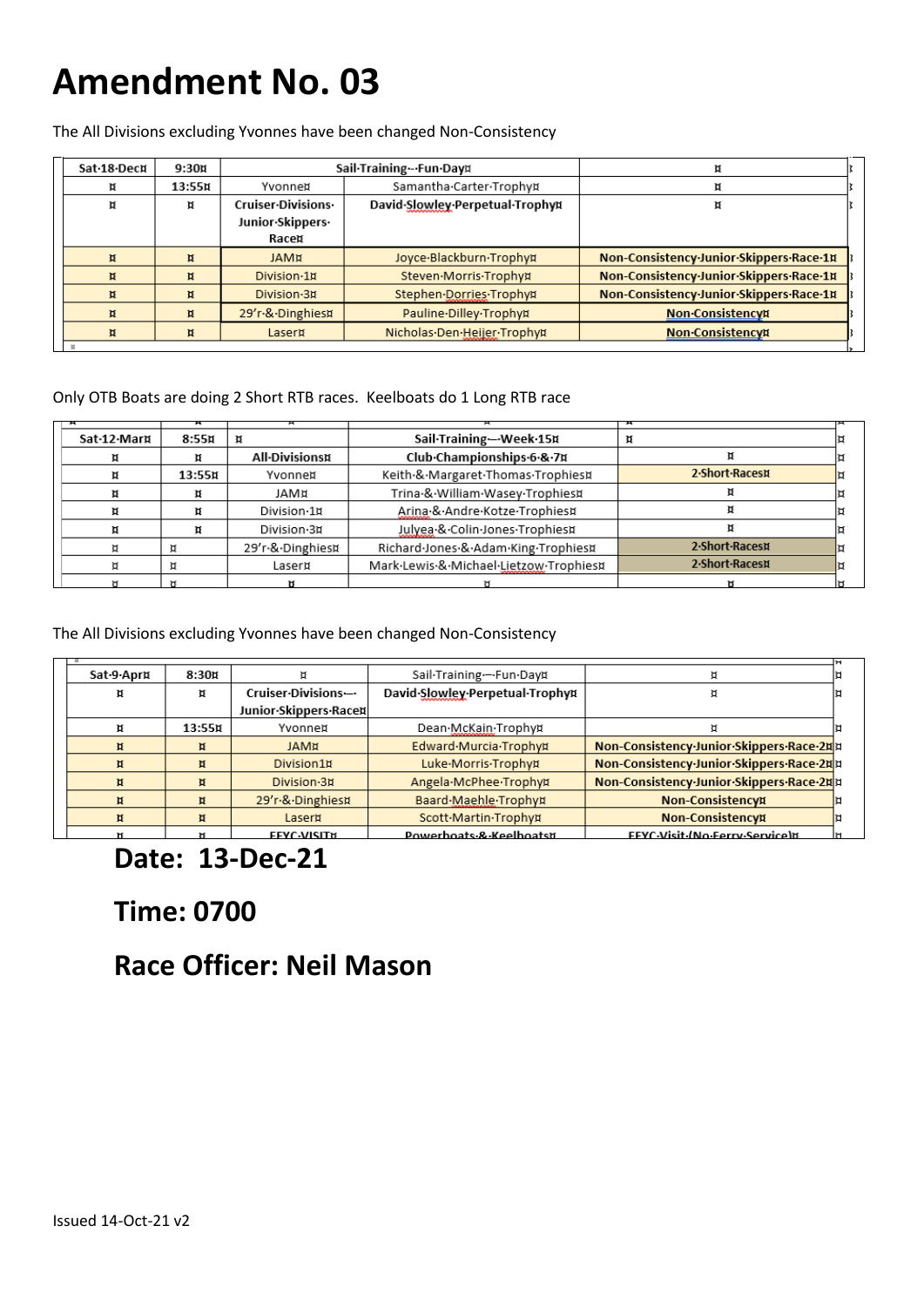# Amendment No. 03

The All Divisions excluding Yvonnes have been changed Non-Consistency

| | | | | |
|---|---|---|---|---|
| Sat 18 Dec | 9:30 | Sail Training – Fun Day | | |
| | 13:55 | Yvonne | Samantha Carter Trophy | |
| | | Cruiser Divisions Junior Skippers Race | David Slowley Perpetual Trophy | |
| | | JAM | Joyce Blackburn Trophy | Non-Consistency Junior Skippers Race 1 |
| | | Division 1 | Steven Morris Trophy | Non-Consistency Junior Skippers Race 1 |
| | | Division 3 | Stephen Dorries Trophy | Non-Consistency Junior Skippers Race 1 |
| | | 29'r & Dinghies | Pauline Dilley Trophy | Non-Consistency |
| | | Laser | Nicholas Den Heijer Trophy | Non-Consistency |

Only OTB Boats are doing 2 Short RTB races. Keelboats do 1 Long RTB race

| | | | | |
|---|---|---|---|---|
| Sat 12 Mar | 8:55 | | Sail Training – Week 15 | |
| | | All Divisions | Club Championships 6 & 7 | |
| | 13:55 | Yvonne | Keith & Margaret Thomas Trophies | 2 Short Races |
| | | JAM | Trina & William Wasey Trophies | |
| | | Division 1 | Arina & Andre Kotze Trophies | |
| | | Division 3 | Julyea & Colin Jones Trophies | |
| | | 29'r & Dinghies | Richard Jones & Adam King Trophies | 2 Short Races |
| | | Laser | Mark Lewis & Michael Lietzow Trophies | 2 Short Races |

The All Divisions excluding Yvonnes have been changed Non-Consistency

| | | | | |
|---|---|---|---|---|
| Sat 9 Apr | 8:30 | | Sail Training – Fun Day | |
| | | Cruiser Divisions – Junior Skippers Race | David Slowley Perpetual Trophy | |
| | 13:55 | Yvonne | Dean McKain Trophy | |
| | | JAM | Edward Murcia Trophy | Non-Consistency Junior Skippers Race 2 |
| | | Division1 | Luke Morris Trophy | Non-Consistency Junior Skippers Race 2 |
| | | Division 3 | Angela McPhee Trophy | Non-Consistency Junior Skippers Race 2 |
| | | 29'r & Dinghies | Baard Maehle Trophy | Non-Consistency |
| | | Laser | Scott Martin Trophy | Non-Consistency |
| | | EFYC VISIT | Powerboats & Keelboats | EFYC Visit (No Ferry Service) |

## Date: 13-Dec-21

## Time: 0700

## Race Officer: Neil Mason

Issued 14-Oct-21 v2